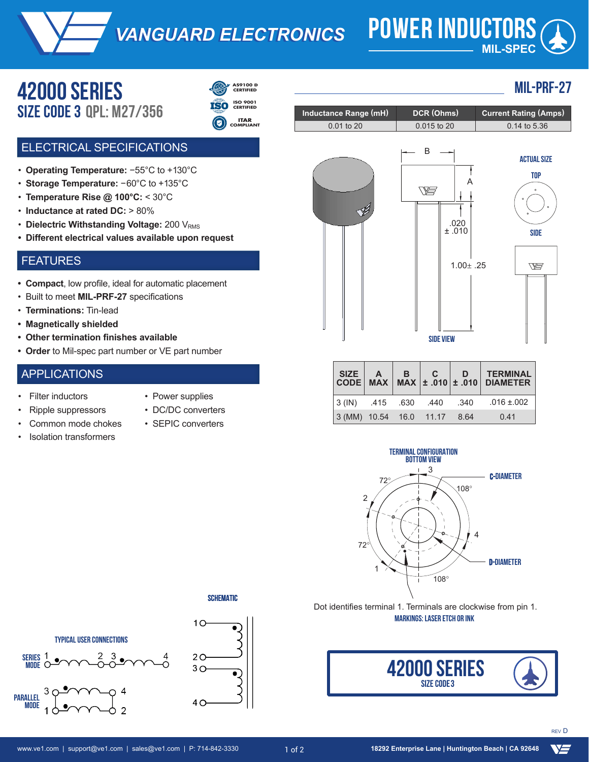# VANGUARD ELECTRONICS

## POWER INDUCTORS MIL-SPEC

# 42000 SERIES

## SIZE CODE 3 QPL: M27/356

AS9100 D CERTIFIED | ISO 9001 CERTIFIED | ITAR COMPLIANT

**MIL-PRF-27**

| Inductance Range (mH) | DCR (Ohms) | Current Rating (Amps) |
|---|---|---|
| 0.01 to 20 | 0.015 to 20 | 0.14 to 5.36 |

## ELECTRICAL SPECIFICATIONS

- **Operating Temperature:** −55°C to +130°C
- **Storage Temperature:** −60°C to +135°C
- **Temperature Rise @ 100°C:** < 30°C
- **Inductance at rated DC:** > 80%
- **Dielectric Withstanding Voltage:** 200 $V_{RMS}$
- **Different electrical values available upon request**

## FEATURES

- **Compact**, low profile, ideal for automatic placement
- Built to meet **MIL-PRF-27** specifications
- **Terminations:** Tin-lead
- **Magnetically shielded**
- **Other termination finishes available**
- **Order** to Mil-spec part number or VE part number

## APPLICATIONS

- Filter inductors
- Ripple suppressors
- Common mode chokes
- Isolation transformers
- Power supplies
- DC/DC converters
- SEPIC converters

SIDE VIEW — B; A; .020 ± .010; 1.00± .25

ACTUAL SIZE — TOP; SIDE

| SIZE CODE | A MAX | B MAX | C ± .010 | D ± .010 | TERMINAL DIAMETER |
|---|---|---|---|---|---|
| 3 (IN) | .415 | .630 | .440 | .340 | .016 ±.002 |
| 3 (MM) | 10.54 | 16.0 | 11.17 | 8.64 | 0.41 |

**TERMINAL CONFIGURATION BOTTOM VIEW**

C-DIAMETER; D-DIAMETER; 72°; 108°; 72°; 108°; terminals 1, 2, 3, 4

Dot identifies terminal 1. Terminals are clockwise from pin 1.

**MARKINGS: LASER ETCH OR INK**

**SCHEMATIC**

**TYPICAL USER CONNECTIONS**

SERIES MODE: 1 – 2 3 – 4

PARALLEL MODE: 3 – 4, 1 – 2

**42000 SERIES**
SIZE CODE 3

REV D

www.ve1.com | support@ve1.com | sales@ve1.com | P: 714-842-3330

18292 Enterprise Lane | Huntington Beach | CA 92648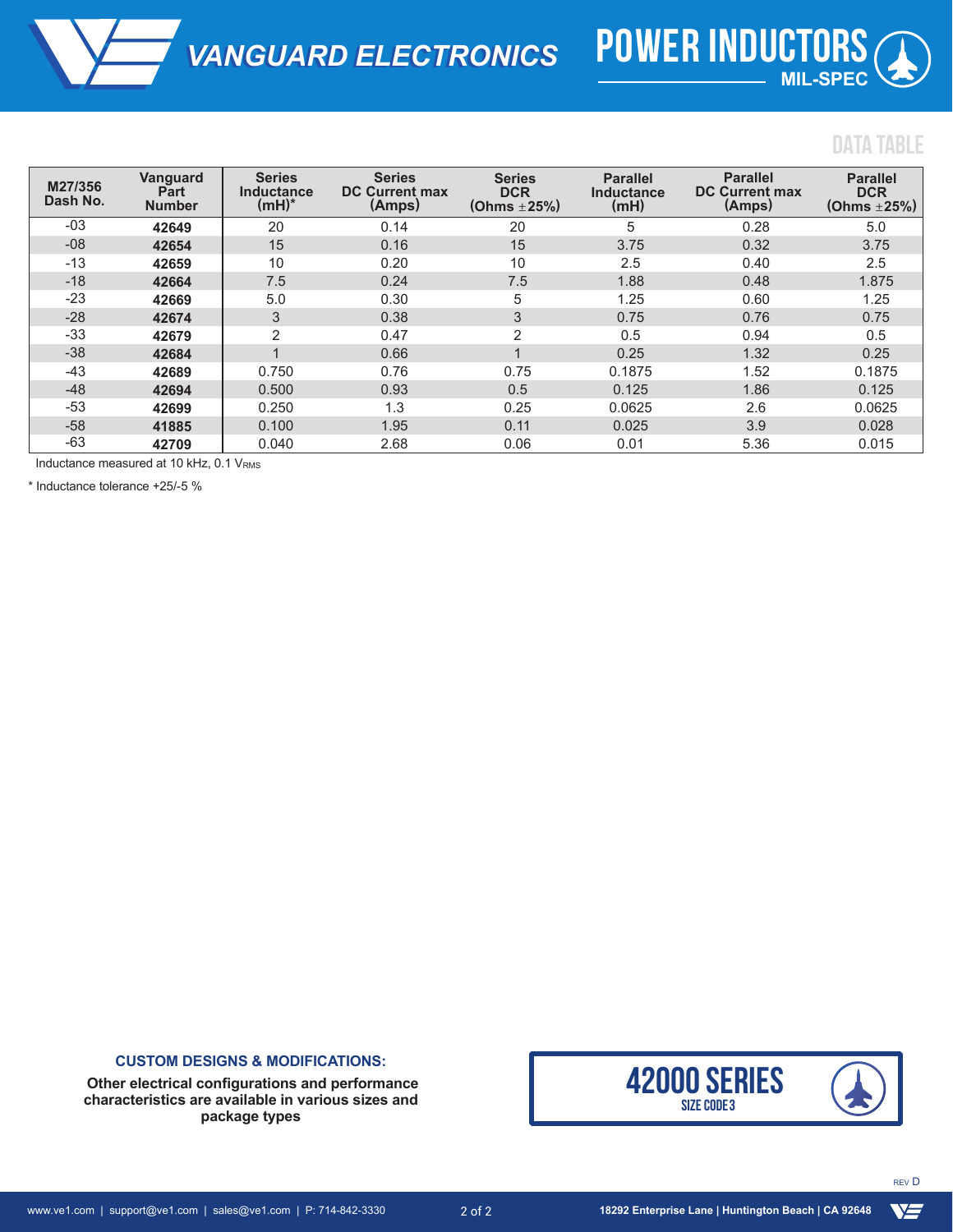## DATA TABLE

| M27/356 Dash No. | Vanguard Part Number | Series Inductance (mH)* | Series DC Current max (Amps) | Series DCR (Ohms ±25%) | Parallel Inductance (mH) | Parallel DC Current max (Amps) | Parallel DCR (Ohms ±25%) |
|---|---|---|---|---|---|---|---|
| -03 | **42649** | 20 | 0.14 | 20 | 5 | 0.28 | 5.0 |
| -08 | **42654** | 15 | 0.16 | 15 | 3.75 | 0.32 | 3.75 |
| -13 | **42659** | 10 | 0.20 | 10 | 2.5 | 0.40 | 2.5 |
| -18 | **42664** | 7.5 | 0.24 | 7.5 | 1.88 | 0.48 | 1.875 |
| -23 | **42669** | 5.0 | 0.30 | 5 | 1.25 | 0.60 | 1.25 |
| -28 | **42674** | 3 | 0.38 | 3 | 0.75 | 0.76 | 0.75 |
| -33 | **42679** | 2 | 0.47 | 2 | 0.5 | 0.94 | 0.5 |
| -38 | **42684** | 1 | 0.66 | 1 | 0.25 | 1.32 | 0.25 |
| -43 | **42689** | 0.750 | 0.76 | 0.75 | 0.1875 | 1.52 | 0.1875 |
| -48 | **42694** | 0.500 | 0.93 | 0.5 | 0.125 | 1.86 | 0.125 |
| -53 | **42699** | 0.250 | 1.3 | 0.25 | 0.0625 | 2.6 | 0.0625 |
| -58 | **41885** | 0.100 | 1.95 | 0.11 | 0.025 | 3.9 | 0.028 |
| -63 | **42709** | 0.040 | 2.68 | 0.06 | 0.01 | 5.36 | 0.015 |

Inductance measured at 10 kHz, 0.1 $V_{RMS}$

* Inductance tolerance +25/-5 %

**CUSTOM DESIGNS & MODIFICATIONS:**

**Other electrical configurations and performance characteristics are available in various sizes and package types**

**42000 SERIES**
**SIZE CODE 3**

REV D